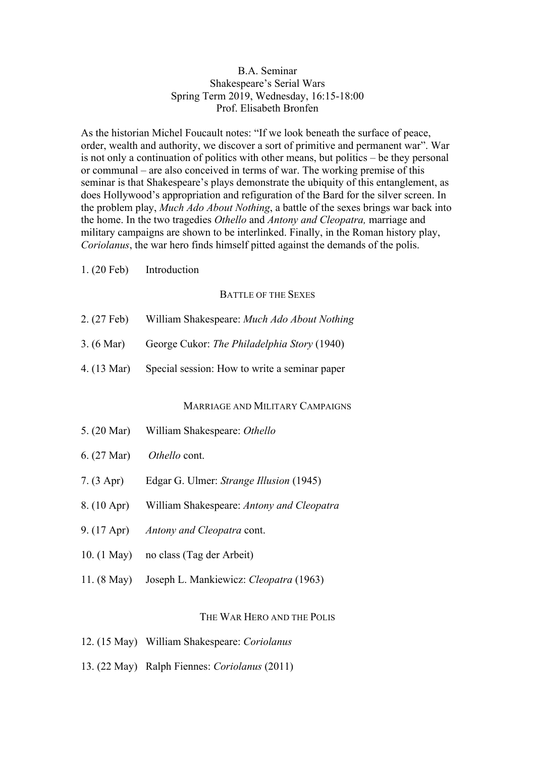B.A. Seminar
Shakespeare's Serial Wars
Spring Term 2019, Wednesday, 16:15-18:00
Prof. Elisabeth Bronfen

As the historian Michel Foucault notes: "If we look beneath the surface of peace, order, wealth and authority, we discover a sort of primitive and permanent war". War is not only a continuation of politics with other means, but politics – be they personal or communal – are also conceived in terms of war. The working premise of this seminar is that Shakespeare's plays demonstrate the ubiquity of this entanglement, as does Hollywood's appropriation and refiguration of the Bard for the silver screen. In the problem play, *Much Ado About Nothing*, a battle of the sexes brings war back into the home. In the two tragedies *Othello* and *Antony and Cleopatra,* marriage and military campaigns are shown to be interlinked. Finally, in the Roman history play, *Coriolanus*, the war hero finds himself pitted against the demands of the polis.

1. (20 Feb) Introduction

## BATTLE OF THE SEXES

2. (27 Feb) William Shakespeare: *Much Ado About Nothing*

3. (6 Mar) George Cukor: *The Philadelphia Story* (1940)

4. (13 Mar) Special session: How to write a seminar paper

## MARRIAGE AND MILITARY CAMPAIGNS

5. (20 Mar) William Shakespeare: *Othello*

6. (27 Mar) *Othello* cont.

7. (3 Apr) Edgar G. Ulmer: *Strange Illusion* (1945)

8. (10 Apr) William Shakespeare: *Antony and Cleopatra*

9. (17 Apr) *Antony and Cleopatra* cont.

10. (1 May) no class (Tag der Arbeit)

11. (8 May) Joseph L. Mankiewicz: *Cleopatra* (1963)

## THE WAR HERO AND THE POLIS

12. (15 May) William Shakespeare: *Coriolanus*

13. (22 May) Ralph Fiennes: *Coriolanus* (2011)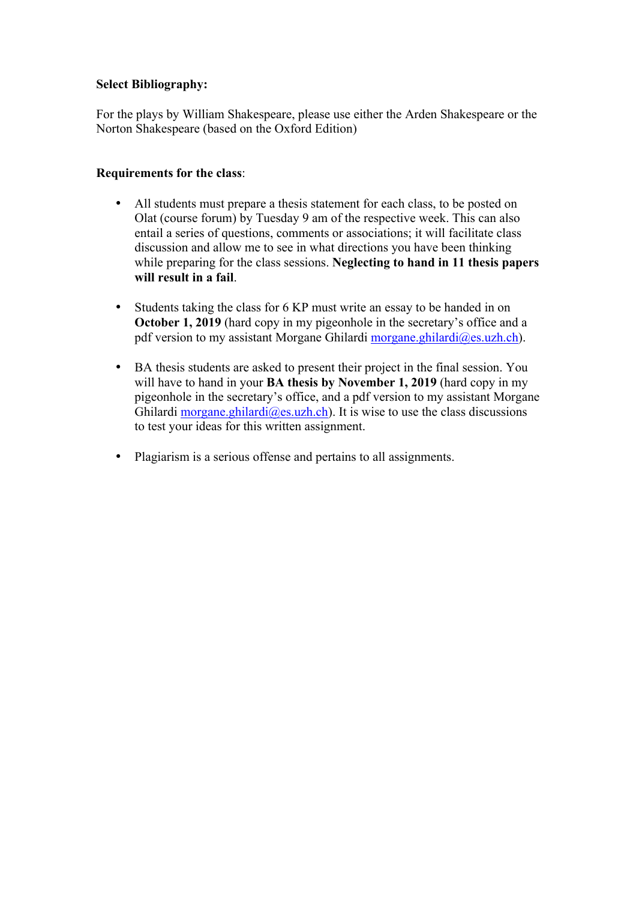**Select Bibliography:**

For the plays by William Shakespeare, please use either the Arden Shakespeare or the Norton Shakespeare (based on the Oxford Edition)

**Requirements for the class**:

- All students must prepare a thesis statement for each class, to be posted on Olat (course forum) by Tuesday 9 am of the respective week. This can also entail a series of questions, comments or associations; it will facilitate class discussion and allow me to see in what directions you have been thinking while preparing for the class sessions. **Neglecting to hand in 11 thesis papers will result in a fail**.

- Students taking the class for 6 KP must write an essay to be handed in on **October 1, 2019** (hard copy in my pigeonhole in the secretary's office and a pdf version to my assistant Morgane Ghilardi morgane.ghilardi@es.uzh.ch).

- BA thesis students are asked to present their project in the final session. You will have to hand in your **BA thesis by November 1, 2019** (hard copy in my pigeonhole in the secretary's office, and a pdf version to my assistant Morgane Ghilardi morgane.ghilardi@es.uzh.ch). It is wise to use the class discussions to test your ideas for this written assignment.

- Plagiarism is a serious offense and pertains to all assignments.